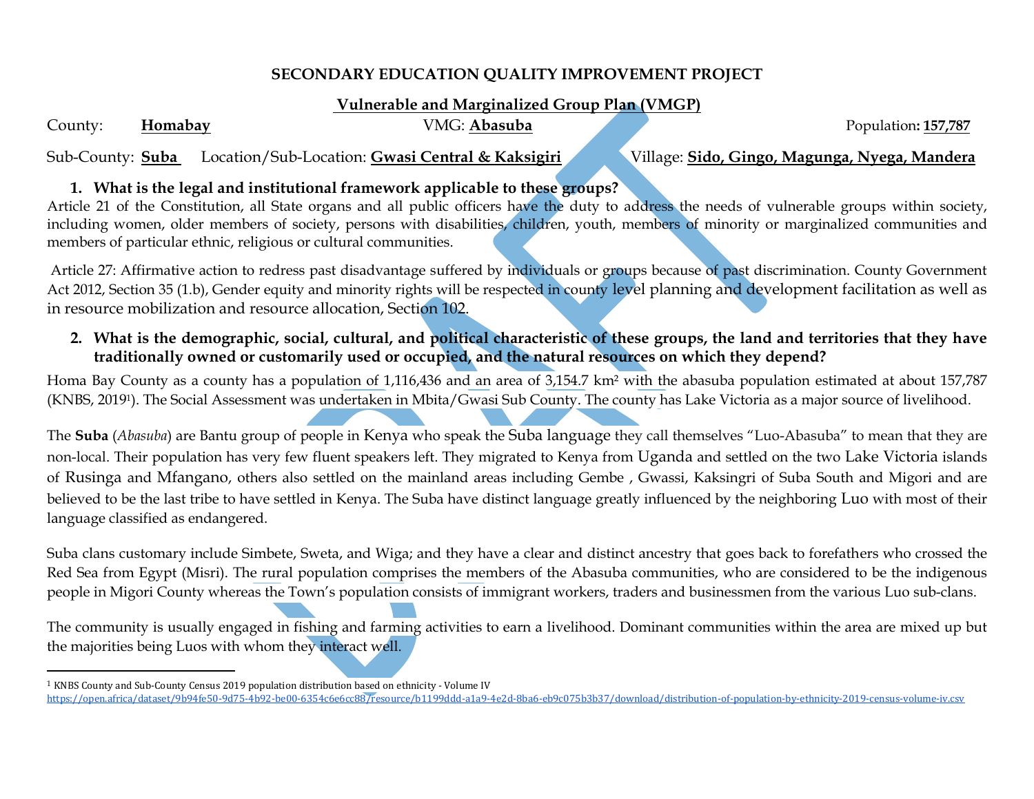**SECONDARY EDUCATION QUALITY IMPROVEMENT PROJECT**

**Vulnerable and Marginalized Group Plan (VMGP)**

County: **Homabay** VMG: **Abasuba** Population**: 157,787**

Sub-County: **Suba** Location/Sub-Location: **Gwasi Central & Kaksigiri** Village: **Sido, Gingo, Magunga, Nyega, Mandera**

1. **What is the legal and institutional framework applicable to these groups?**

Article 21 of the Constitution, all State organs and all public officers have the duty to address the needs of vulnerable groups within society, including women, older members of society, persons with disabilities, children, youth, members of minority or marginalized communities and members of particular ethnic, religious or cultural communities.

Article 27: Affirmative action to redress past disadvantage suffered by individuals or groups because of past discrimination. County Government Act 2012, Section 35 (1.b), Gender equity and minority rights will be respected in county level planning and development facilitation as well as in resource mobilization and resource allocation, Section 102.

2. **What is the demographic, social, cultural, and political characteristic of these groups, the land and territories that they have traditionally owned or customarily used or occupied, and the natural resources on which they depend?**

Homa Bay County as a county has a population of 1,116,436 and an area of 3,154.7 km² with the abasuba population estimated at about 157,787 (KNBS, 2019[1]). The Social Assessment was undertaken in Mbita/Gwasi Sub County. The county has Lake Victoria as a major source of livelihood.

The **Suba** (*Abasuba*) are Bantu group of people in Kenya who speak the Suba language they call themselves "Luo-Abasuba" to mean that they are non-local. Their population has very few fluent speakers left. They migrated to Kenya from Uganda and settled on the two Lake Victoria islands of Rusinga and Mfangano, others also settled on the mainland areas including Gembe , Gwassi, Kaksingri of Suba South and Migori and are believed to be the last tribe to have settled in Kenya. The Suba have distinct language greatly influenced by the neighboring Luo with most of their language classified as endangered.

Suba clans customary include Simbete, Sweta, and Wiga; and they have a clear and distinct ancestry that goes back to forefathers who crossed the Red Sea from Egypt (Misri). The rural population comprises the members of the Abasuba communities, who are considered to be the indigenous people in Migori County whereas the Town's population consists of immigrant workers, traders and businessmen from the various Luo sub-clans.

The community is usually engaged in fishing and farming activities to earn a livelihood. Dominant communities within the area are mixed up but the majorities being Luos with whom they interact well.

---

[1] KNBS County and Sub-County Census 2019 population distribution based on ethnicity - Volume IV https://open.africa/dataset/9b94fe50-9d75-4b92-be00-6354c6e6cc88/resource/b1199ddd-a1a9-4e2d-8ba6-eb9c075b3b37/download/distribution-of-population-by-ethnicity-2019-census-volume-iv.csv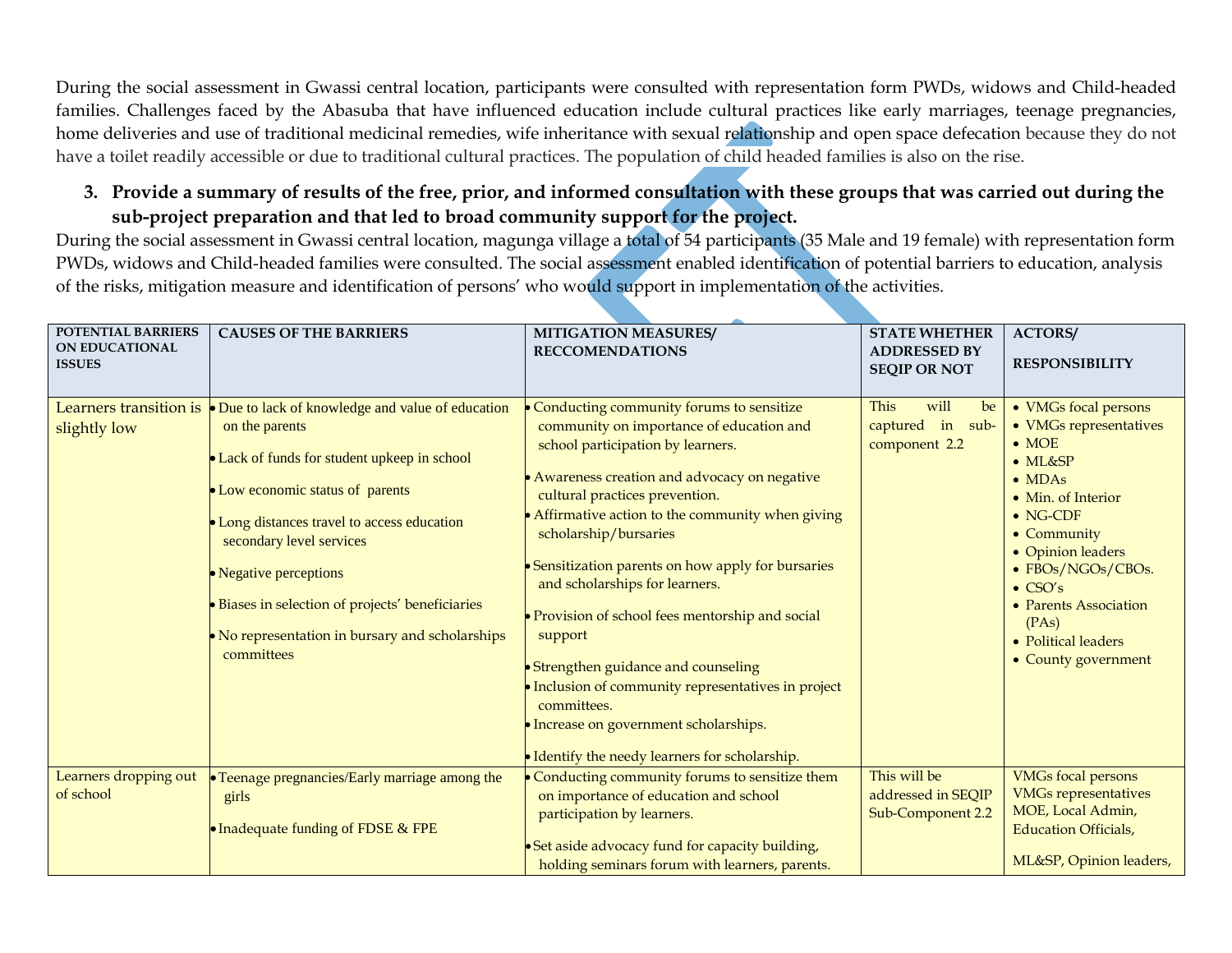During the social assessment in Gwassi central location, participants were consulted with representation form PWDs, widows and Child-headed families. Challenges faced by the Abasuba that have influenced education include cultural practices like early marriages, teenage pregnancies, home deliveries and use of traditional medicinal remedies, wife inheritance with sexual relationship and open space defecation because they do not have a toilet readily accessible or due to traditional cultural practices. The population of child headed families is also on the rise.

3. **Provide a summary of results of the free, prior, and informed consultation with these groups that was carried out during the sub-project preparation and that led to broad community support for the project.**

During the social assessment in Gwassi central location, magunga village a total of 54 participants (35 Male and 19 female) with representation form PWDs, widows and Child-headed families were consulted. The social assessment enabled identification of potential barriers to education, analysis of the risks, mitigation measure and identification of persons' who would support in implementation of the activities.

| POTENTIAL BARRIERS ON EDUCATIONAL ISSUES | CAUSES OF THE BARRIERS | MITIGATION MEASURES/ RECCOMENDATIONS | STATE WHETHER ADDRESSED BY SEQIP OR NOT | ACTORS/ RESPONSIBILITY |
|---|---|---|---|---|
| Learners transition is slightly low | • Due to lack of knowledge and value of education on the parents<br>• Lack of funds for student upkeep in school<br>• Low economic status of parents<br>• Long distances travel to access education secondary level services<br>• Negative perceptions<br>• Biases in selection of projects' beneficiaries<br>• No representation in bursary and scholarships committees | • Conducting community forums to sensitize community on importance of education and school participation by learners.<br>• Awareness creation and advocacy on negative cultural practices prevention.<br>• Affirmative action to the community when giving scholarship/bursaries<br>• Sensitization parents on how apply for bursaries and scholarships for learners.<br>• Provision of school fees mentorship and social support<br>• Strengthen guidance and counseling<br>• Inclusion of community representatives in project committees.<br>• Increase on government scholarships.<br>• Identify the needy learners for scholarship. | This will be captured in sub-component 2.2 | • VMGs focal persons<br>• VMGs representatives<br>• MOE<br>• ML&SP<br>• MDAs<br>• Min. of Interior<br>• NG-CDF<br>• Community<br>• Opinion leaders<br>• FBOs/NGOs/CBOs.<br>• CSO's<br>• Parents Association (PAs)<br>• Political leaders<br>• County government |
| Learners dropping out of school | • Teenage pregnancies/Early marriage among the girls<br>• Inadequate funding of FDSE & FPE | • Conducting community forums to sensitize them on importance of education and school participation by learners.<br>• Set aside advocacy fund for capacity building, holding seminars forum with learners, parents. | This will be addressed in SEQIP Sub-Component 2.2 | VMGs focal persons<br>VMGs representatives<br>MOE, Local Admin, Education Officials,<br>ML&SP, Opinion leaders, |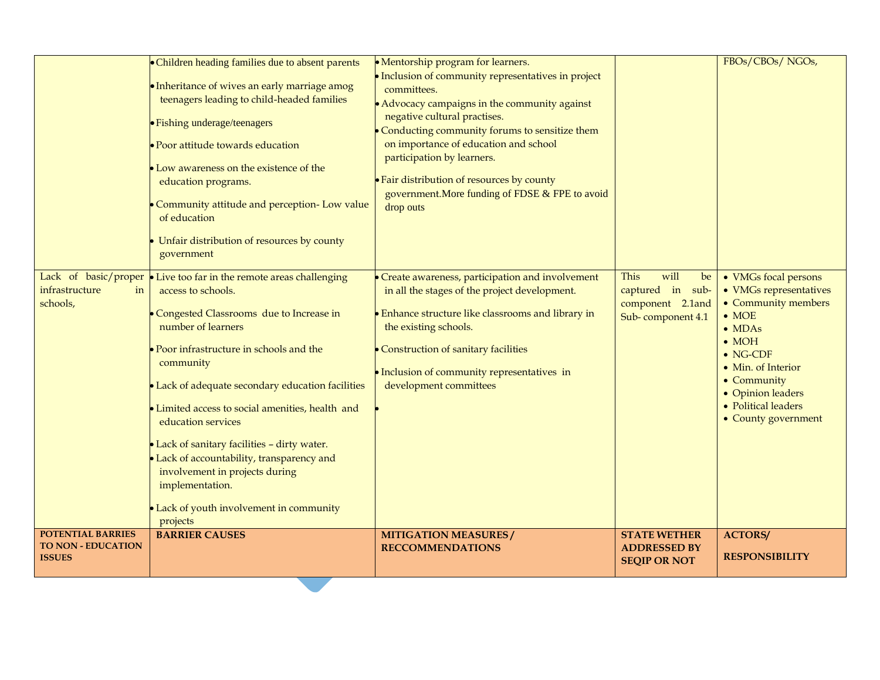| | | | | |
|---|---|---|---|---|
| | • Children heading families due to absent parents<br>• Inheritance of wives an early marriage amog teenagers leading to child-headed families<br>• Fishing underage/teenagers<br>• Poor attitude towards education<br>• Low awareness on the existence of the education programs.<br>• Community attitude and perception- Low value of education<br>• Unfair distribution of resources by county government | • Mentorship program for learners.<br>• Inclusion of community representatives in project committees.<br>• Advocacy campaigns in the community against negative cultural practises.<br>• Conducting community forums to sensitize them on importance of education and school participation by learners.<br>• Fair distribution of resources by county government.More funding of FDSE & FPE to avoid drop outs | | FBOs/CBOs/ NGOs, |
| Lack of basic/proper infrastructure in schools, | • Live too far in the remote areas challenging access to schools.<br>• Congested Classrooms due to Increase in number of learners<br>• Poor infrastructure in schools and the community<br>• Lack of adequate secondary education facilities<br>• Limited access to social amenities, health and education services<br>• Lack of sanitary facilities – dirty water.<br>• Lack of accountability, transparency and involvement in projects during implementation.<br>• Lack of youth involvement in community projects | • Create awareness, participation and involvement in all the stages of the project development.<br>• Enhance structure like classrooms and library in the existing schools.<br>• Construction of sanitary facilities<br>• Inclusion of community representatives in development committees<br>• | This will be captured in sub-component 2.1and Sub- component 4.1 | • VMGs focal persons<br>• VMGs representatives<br>• Community members<br>• MOE<br>• MDAs<br>• MOH<br>• NG-CDF<br>• Min. of Interior<br>• Community<br>• Opinion leaders<br>• Political leaders<br>• County government |
| **POTENTIAL BARRIES TO NON - EDUCATION ISSUES** | **BARRIER CAUSES** | **MITIGATION MEASURES / RECCOMMENDATIONS** | **STATE WETHER ADDRESSED BY SEQIP OR NOT** | **ACTORS/ RESPONSIBILITY** |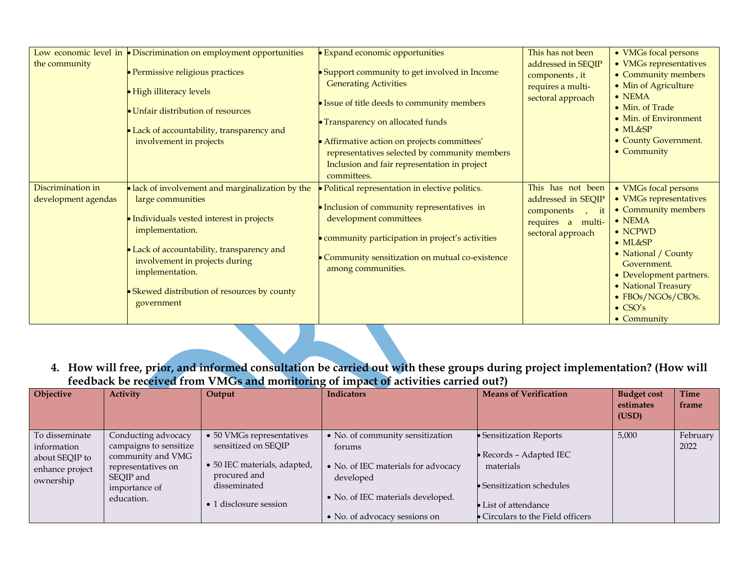| Low economic level in the community | • Discrimination on employment opportunities<br>• Permissive religious practices<br>• High illiteracy levels<br>• Unfair distribution of resources<br>• Lack of accountability, transparency and involvement in projects | • Expand economic opportunities<br>• Support community to get involved in Income Generating Activities<br>• Issue of title deeds to community members<br>• Transparency on allocated funds<br>• Affirmative action on projects committees' representatives selected by community members Inclusion and fair representation in project committees. | This has not been addressed in SEQIP components , it requires a multi-sectoral approach | • VMGs focal persons<br>• VMGs representatives<br>• Community members<br>• Min of Agriculture<br>• NEMA<br>• Min. of Trade<br>• Min. of Environment<br>• ML&SP<br>• County Government.<br>• Community |
|---|---|---|---|---|
| Discrimination in development agendas | • lack of involvement and marginalization by the large communities<br>• Individuals vested interest in projects implementation.<br>• Lack of accountability, transparency and involvement in projects during implementation.<br>• Skewed distribution of resources by county government | • Political representation in elective politics.<br>• Inclusion of community representatives in development committees<br>• community participation in project's activities<br>• Community sensitization on mutual co-existence among communities. | This has not been addressed in SEQIP components , it requires a multi-sectoral approach | • VMGs focal persons<br>• VMGs representatives<br>• Community members<br>• NEMA<br>• NCPWD<br>• ML&SP<br>• National / County Government.<br>• Development partners.<br>• National Treasury<br>• FBOs/NGOs/CBOs.<br>• CSO's<br>• Community |

4. **How will free, prior, and informed consultation be carried out with these groups during project implementation? (How will feedback be received from VMGs and monitoring of impact of activities carried out?)**

| Objective | Activity | Output | Indicators | Means of Verification | Budget cost estimates (USD) | Time frame |
|---|---|---|---|---|---|---|
| To disseminate information about SEQIP to enhance project ownership | Conducting advocacy campaigns to sensitize community and VMG representatives on SEQIP and importance of education. | • 50 VMGs representatives sensitized on SEQIP<br>• 50 IEC materials, adapted, procured and disseminated<br>• 1 disclosure session | • No. of community sensitization forums<br>• No. of IEC materials for advocacy developed<br>• No. of IEC materials developed.<br>• No. of advocacy sessions on | • Sensitization Reports<br>• Records – Adapted IEC materials<br>• Sensitization schedules<br>• List of attendance<br>• Circulars to the Field officers | 5,000 | February 2022 |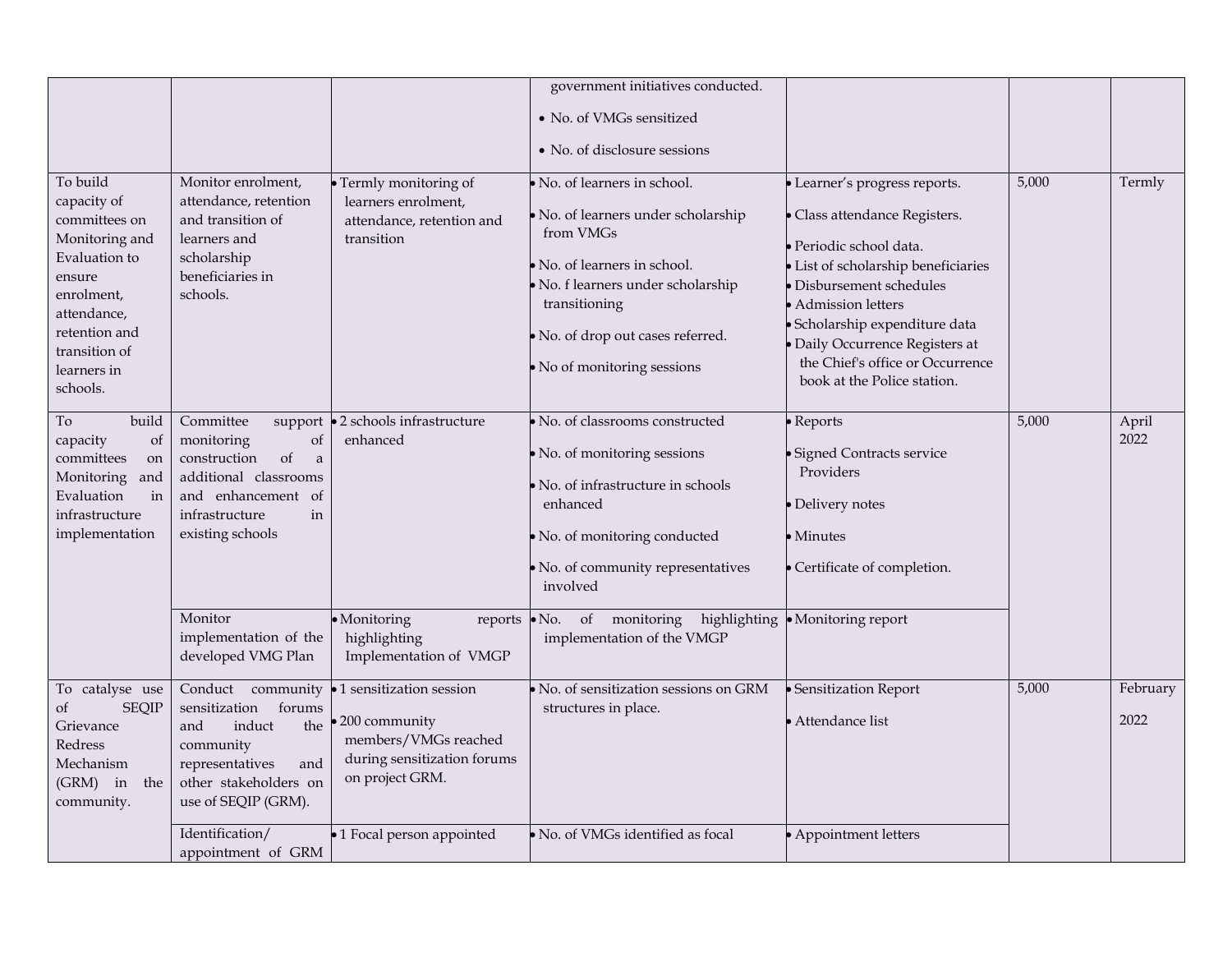| | | | government initiatives conducted.<br>• No. of VMGs sensitized<br>• No. of disclosure sessions | | | |
|---|---|---|---|---|---|---|
| To build capacity of committees on Monitoring and Evaluation to ensure enrolment, attendance, retention and transition of learners in schools. | Monitor enrolment, attendance, retention and transition of learners and scholarship beneficiaries in schools. | • Termly monitoring of learners enrolment, attendance, retention and transition | • No. of learners in school.<br>• No. of learners under scholarship from VMGs<br>• No. of learners in school.<br>• No. f learners under scholarship transitioning<br>• No. of drop out cases referred.<br>• No of monitoring sessions | • Learner's progress reports.<br>• Class attendance Registers.<br>• Periodic school data.<br>• List of scholarship beneficiaries<br>• Disbursement schedules<br>• Admission letters<br>• Scholarship expenditure data<br>• Daily Occurrence Registers at the Chief's office or Occurrence book at the Police station. | 5,000 | Termly |
| To build capacity of committees on Monitoring and Evaluation in infrastructure implementation | Committee support monitoring of construction of a additional classrooms and enhancement of infrastructure in existing schools | • 2 schools infrastructure enhanced | • No. of classrooms constructed<br>• No. of monitoring sessions<br>• No. of infrastructure in schools enhanced<br>• No. of monitoring conducted<br>• No. of community representatives involved | • Reports<br>• Signed Contracts service Providers<br>• Delivery notes<br>• Minutes<br>• Certificate of completion. | 5,000 | April 2022 |
| | Monitor implementation of the developed VMG Plan | • Monitoring reports highlighting Implementation of VMGP | • No. of monitoring highlighting implementation of the VMGP | • Monitoring report | | |
| To catalyse use of SEQIP Grievance Redress Mechanism (GRM) in the community. | Conduct community sensitization forums and induct the community representatives and other stakeholders on use of SEQIP (GRM). | • 1 sensitization session<br>• 200 community members/VMGs reached during sensitization forums on project GRM. | • No. of sensitization sessions on GRM structures in place. | • Sensitization Report<br>• Attendance list | 5,000 | February 2022 |
| | Identification/ appointment of GRM | • 1 Focal person appointed | • No. of VMGs identified as focal | • Appointment letters | | |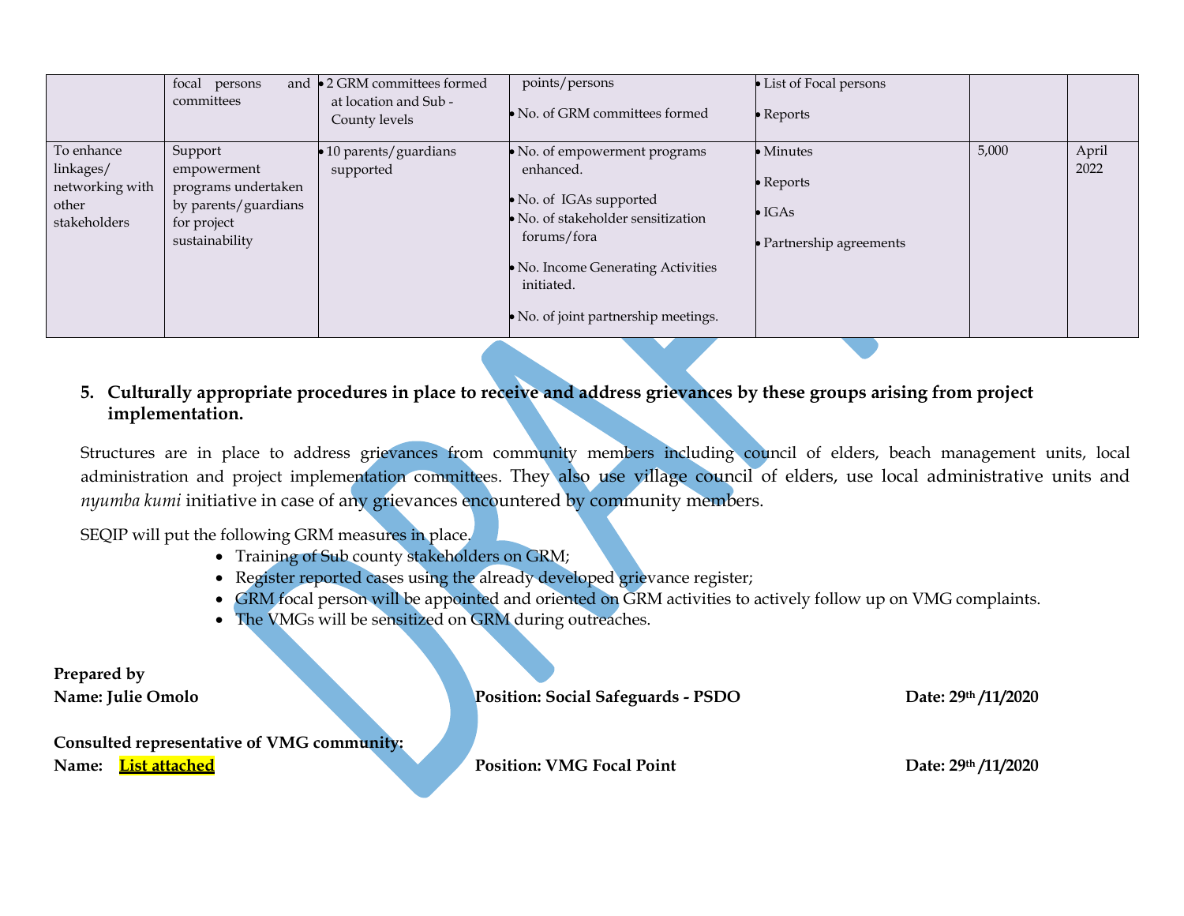|  | focal persons and committees | • 2 GRM committees formed at location and Sub - County levels | points/persons<br>• No. of GRM committees formed | • List of Focal persons<br>• Reports |  |  |
|---|---|---|---|---|---|---|
| To enhance linkages/ networking with other stakeholders | Support empowerment programs undertaken by parents/guardians for project sustainability | • 10 parents/guardians supported | • No. of empowerment programs enhanced.<br>• No. of IGAs supported<br>• No. of stakeholder sensitization forums/fora<br>• No. Income Generating Activities initiated.<br>• No. of joint partnership meetings. | • Minutes<br>• Reports<br>• IGAs<br>• Partnership agreements | 5,000 | April 2022 |

**5. Culturally appropriate procedures in place to receive and address grievances by these groups arising from project implementation.**

Structures are in place to address grievances from community members including council of elders, beach management units, local administration and project implementation committees. They also use village council of elders, use local administrative units and *nyumba kumi* initiative in case of any grievances encountered by community members.

SEQIP will put the following GRM measures in place.

- Training of Sub county stakeholders on GRM;
- Register reported cases using the already developed grievance register;
- GRM focal person will be appointed and oriented on GRM activities to actively follow up on VMG complaints.
- The VMGs will be sensitized on GRM during outreaches.

**Prepared by**

**Name: Julie Omolo** **Position: Social Safeguards - PSDO** **Date: 29th /11/2020**

**Consulted representative of VMG community:**

**Name: List attached** **Position: VMG Focal Point** **Date: 29th /11/2020**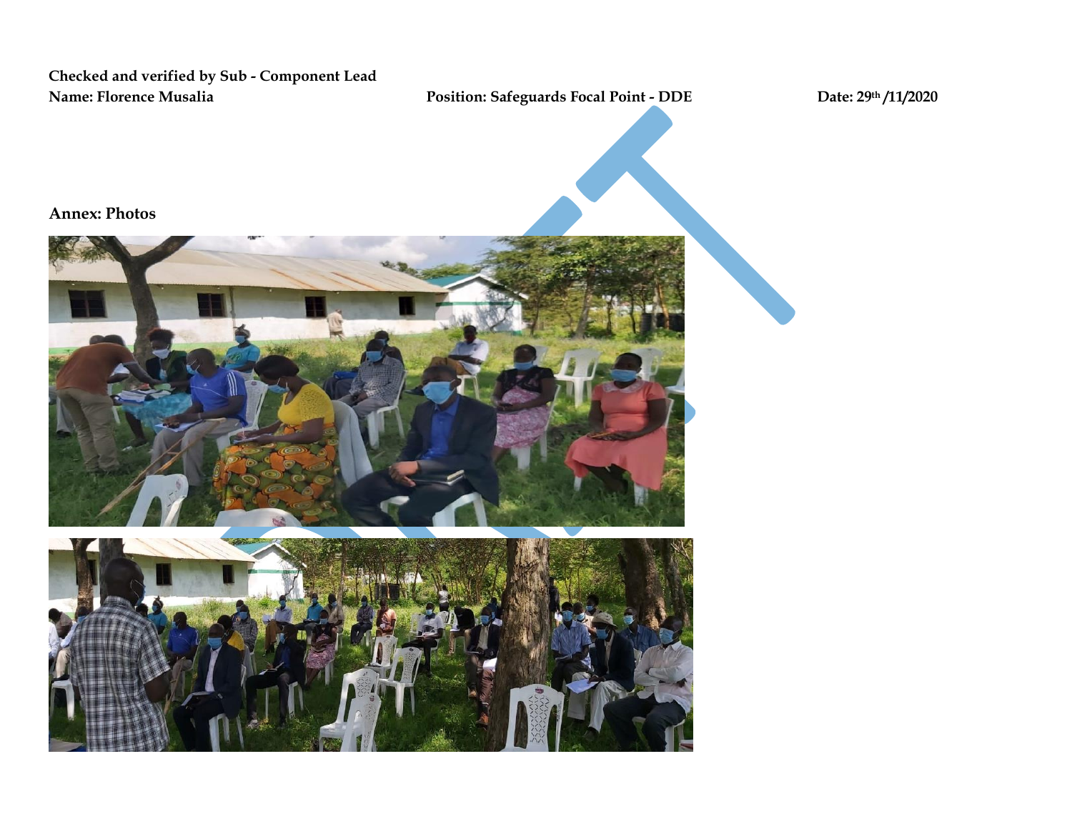**Checked and verified by Sub - Component Lead**

**Name: Florence Musalia** **Position: Safeguards Focal Point - DDE** **Date: 29th /11/2020**

**Annex: Photos**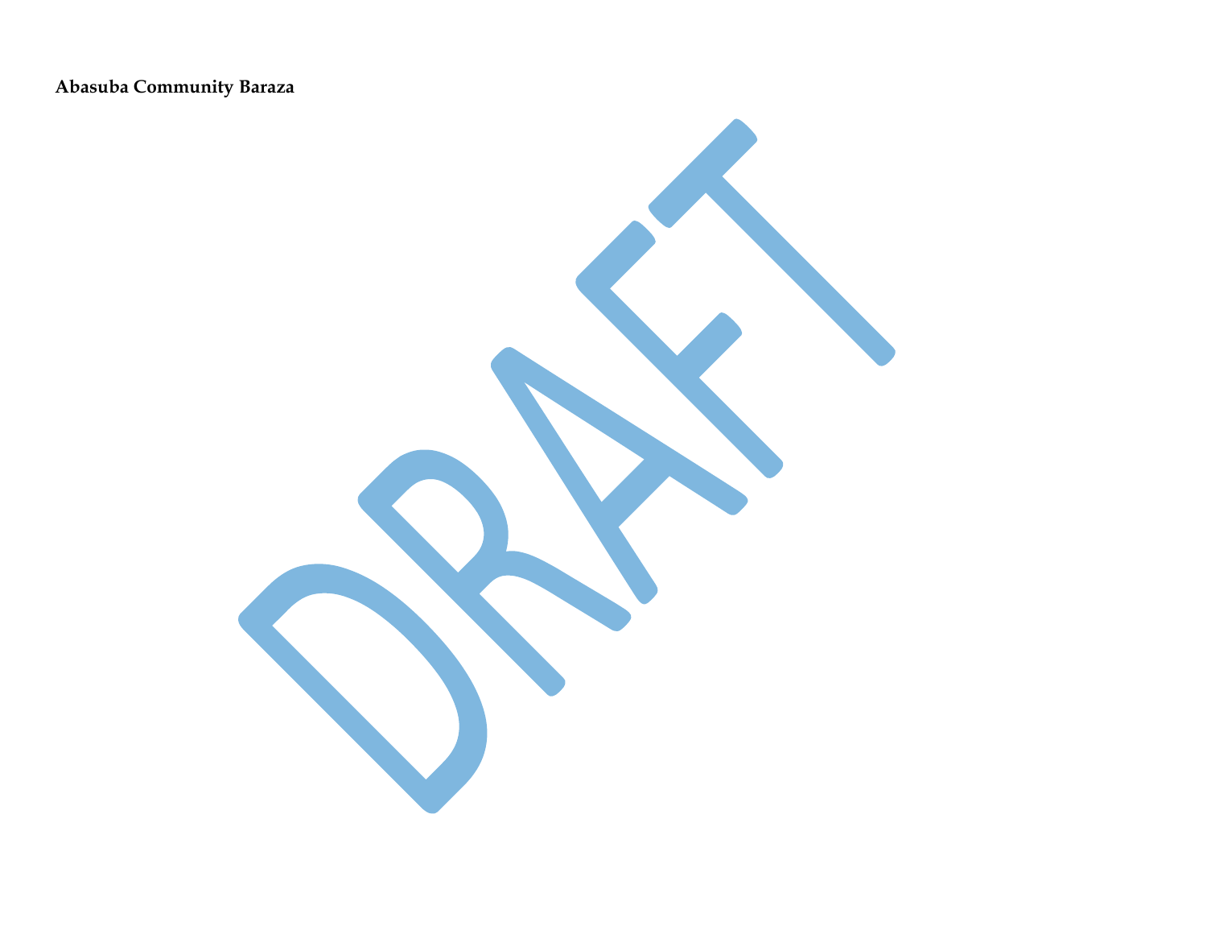**Abasuba Community Baraza**